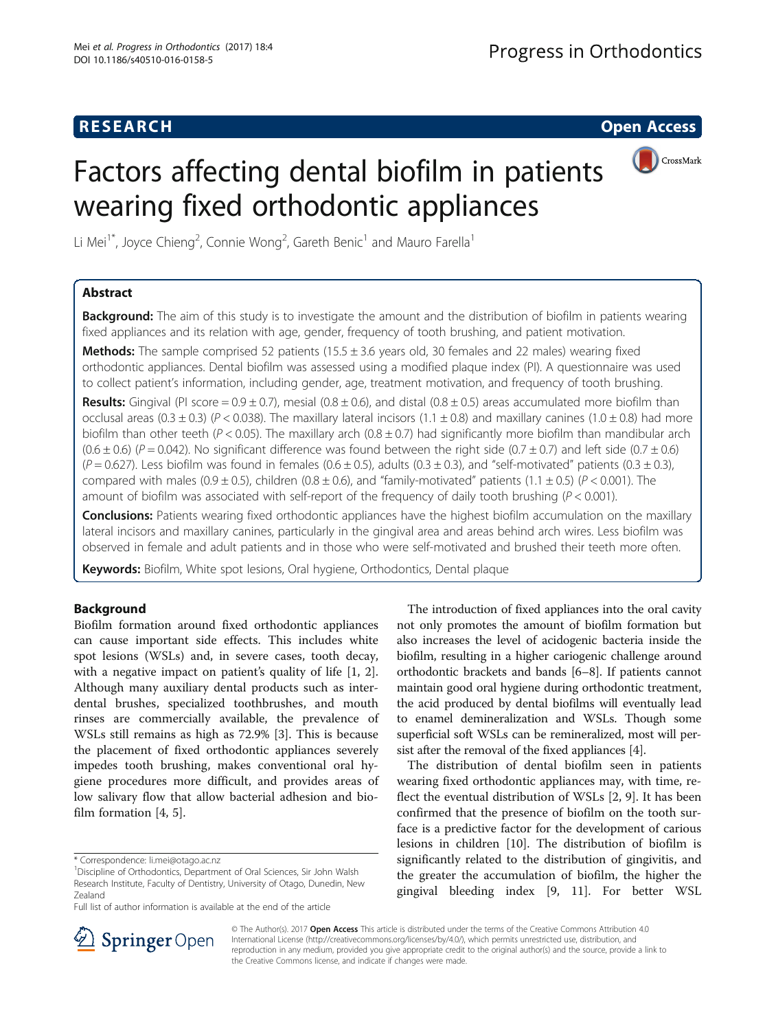**RESEARCH** **Open Access**

# Factors affecting dental biofilm in patients wearing fixed orthodontic appliances

Li Mei[1*], Joyce Chieng[2], Connie Wong[2], Gareth Benic[1] and Mauro Farella[1]

## Abstract

**Background:** The aim of this study is to investigate the amount and the distribution of biofilm in patients wearing fixed appliances and its relation with age, gender, frequency of tooth brushing, and patient motivation.

**Methods:** The sample comprised 52 patients (15.5 ± 3.6 years old, 30 females and 22 males) wearing fixed orthodontic appliances. Dental biofilm was assessed using a modified plaque index (PI). A questionnaire was used to collect patient's information, including gender, age, treatment motivation, and frequency of tooth brushing.

**Results:** Gingival (PI score = 0.9 ± 0.7), mesial (0.8 ± 0.6), and distal (0.8 ± 0.5) areas accumulated more biofilm than occlusal areas (0.3 ± 0.3) ($P < 0.038$). The maxillary lateral incisors (1.1 ± 0.8) and maxillary canines (1.0 ± 0.8) had more biofilm than other teeth ($P < 0.05$). The maxillary arch (0.8 ± 0.7) had significantly more biofilm than mandibular arch (0.6 ± 0.6) ($P = 0.042$). No significant difference was found between the right side (0.7 ± 0.7) and left side (0.7 ± 0.6) ($P = 0.627$). Less biofilm was found in females (0.6 ± 0.5), adults (0.3 ± 0.3), and "self-motivated" patients (0.3 ± 0.3), compared with males (0.9 ± 0.5), children (0.8 ± 0.6), and "family-motivated" patients (1.1 ± 0.5) ($P < 0.001$). The amount of biofilm was associated with self-report of the frequency of daily tooth brushing ($P < 0.001$).

**Conclusions:** Patients wearing fixed orthodontic appliances have the highest biofilm accumulation on the maxillary lateral incisors and maxillary canines, particularly in the gingival area and areas behind arch wires. Less biofilm was observed in female and adult patients and in those who were self-motivated and brushed their teeth more often.

**Keywords:** Biofilm, White spot lesions, Oral hygiene, Orthodontics, Dental plaque

## Background

Biofilm formation around fixed orthodontic appliances can cause important side effects. This includes white spot lesions (WSLs) and, in severe cases, tooth decay, with a negative impact on patient's quality of life [1, 2]. Although many auxiliary dental products such as interdental brushes, specialized toothbrushes, and mouth rinses are commercially available, the prevalence of WSLs still remains as high as 72.9% [3]. This is because the placement of fixed orthodontic appliances severely impedes tooth brushing, makes conventional oral hygiene procedures more difficult, and provides areas of low salivary flow that allow bacterial adhesion and biofilm formation [4, 5].

The introduction of fixed appliances into the oral cavity not only promotes the amount of biofilm formation but also increases the level of acidogenic bacteria inside the biofilm, resulting in a higher cariogenic challenge around orthodontic brackets and bands [6–8]. If patients cannot maintain good oral hygiene during orthodontic treatment, the acid produced by dental biofilms will eventually lead to enamel demineralization and WSLs. Though some superficial soft WSLs can be remineralized, most will persist after the removal of the fixed appliances [4].

The distribution of dental biofilm seen in patients wearing fixed orthodontic appliances may, with time, reflect the eventual distribution of WSLs [2, 9]. It has been confirmed that the presence of biofilm on the tooth surface is a predictive factor for the development of carious lesions in children [10]. The distribution of biofilm is significantly related to the distribution of gingivitis, and the greater the accumulation of biofilm, the higher the gingival bleeding index [9, 11]. For better WSL

\* Correspondence: li.mei@otago.ac.nz
[1]Discipline of Orthodontics, Department of Oral Sciences, Sir John Walsh Research Institute, Faculty of Dentistry, University of Otago, Dunedin, New Zealand
Full list of author information is available at the end of the article

© The Author(s). 2017 **Open Access** This article is distributed under the terms of the Creative Commons Attribution 4.0 International License (http://creativecommons.org/licenses/by/4.0/), which permits unrestricted use, distribution, and reproduction in any medium, provided you give appropriate credit to the original author(s) and the source, provide a link to the Creative Commons license, and indicate if changes were made.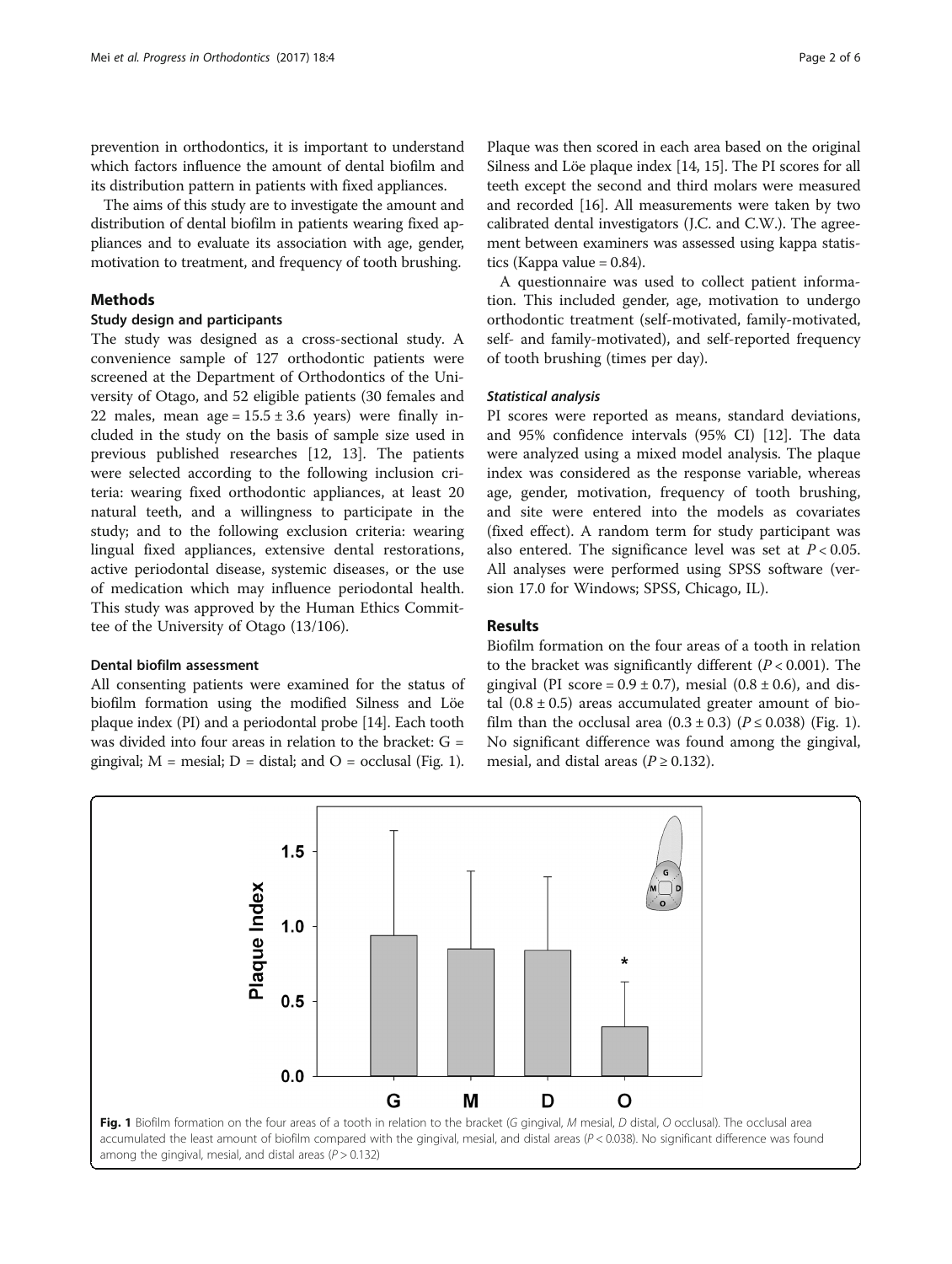prevention in orthodontics, it is important to understand which factors influence the amount of dental biofilm and its distribution pattern in patients with fixed appliances.

The aims of this study are to investigate the amount and distribution of dental biofilm in patients wearing fixed appliances and to evaluate its association with age, gender, motivation to treatment, and frequency of tooth brushing.

## Methods

### Study design and participants

The study was designed as a cross-sectional study. A convenience sample of 127 orthodontic patients were screened at the Department of Orthodontics of the University of Otago, and 52 eligible patients (30 females and 22 males, mean age = 15.5 ± 3.6 years) were finally included in the study on the basis of sample size used in previous published researches [12, 13]. The patients were selected according to the following inclusion criteria: wearing fixed orthodontic appliances, at least 20 natural teeth, and a willingness to participate in the study; and to the following exclusion criteria: wearing lingual fixed appliances, extensive dental restorations, active periodontal disease, systemic diseases, or the use of medication which may influence periodontal health. This study was approved by the Human Ethics Committee of the University of Otago (13/106).

### Dental biofilm assessment

All consenting patients were examined for the status of biofilm formation using the modified Silness and Löe plaque index (PI) and a periodontal probe [14]. Each tooth was divided into four areas in relation to the bracket: G = gingival; M = mesial; D = distal; and O = occlusal (Fig. 1). Plaque was then scored in each area based on the original Silness and Löe plaque index [14, 15]. The PI scores for all teeth except the second and third molars were measured and recorded [16]. All measurements were taken by two calibrated dental investigators (J.C. and C.W.). The agreement between examiners was assessed using kappa statistics (Kappa value = 0.84).

A questionnaire was used to collect patient information. This included gender, age, motivation to undergo orthodontic treatment (self-motivated, family-motivated, self- and family-motivated), and self-reported frequency of tooth brushing (times per day).

#### *Statistical analysis*

PI scores were reported as means, standard deviations, and 95% confidence intervals (95% CI) [12]. The data were analyzed using a mixed model analysis. The plaque index was considered as the response variable, whereas age, gender, motivation, frequency of tooth brushing, and site were entered into the models as covariates (fixed effect). A random term for study participant was also entered. The significance level was set at $P < 0.05$. All analyses were performed using SPSS software (version 17.0 for Windows; SPSS, Chicago, IL).

## Results

Biofilm formation on the four areas of a tooth in relation to the bracket was significantly different ($P < 0.001$). The gingival (PI score = 0.9 ± 0.7), mesial (0.8 ± 0.6), and distal (0.8 ± 0.5) areas accumulated greater amount of biofilm than the occlusal area (0.3 ± 0.3) ($P \le 0.038$) (Fig. 1). No significant difference was found among the gingival, mesial, and distal areas ($P \ge 0.132$).

**Fig. 1** Biofilm formation on the four areas of a tooth in relation to the bracket (*G* gingival, *M* mesial, *D* distal, *O* occlusal). The occlusal area accumulated the least amount of biofilm compared with the gingival, mesial, and distal areas ($P < 0.038$). No significant difference was found among the gingival, mesial, and distal areas ($P > 0.132$)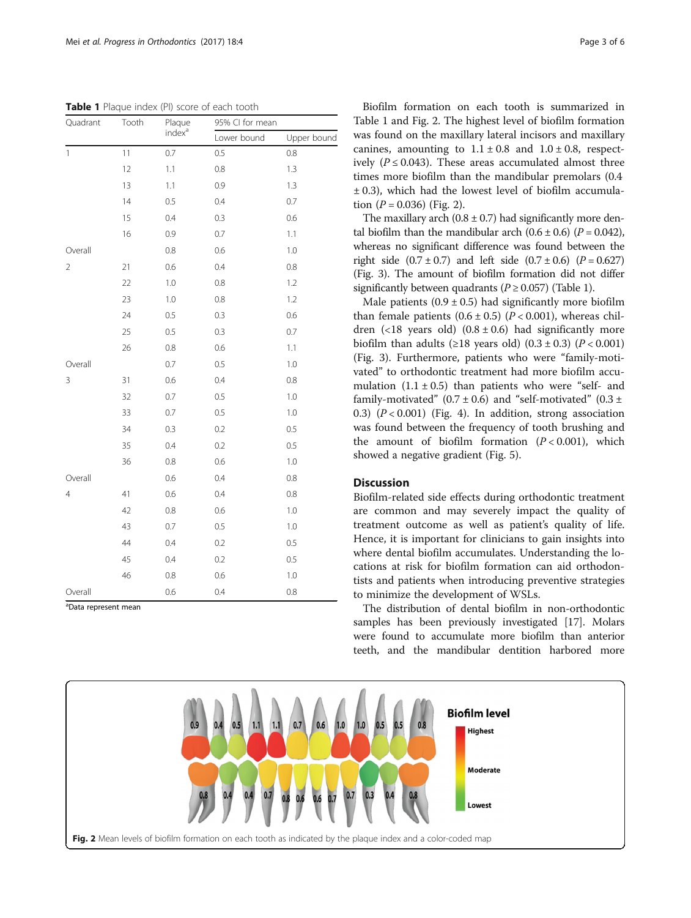**Table 1** Plaque index (PI) score of each tooth

| Quadrant | Tooth | Plaque index[a] | 95% CI for mean | |
|---|---|---|---|---|
| | | | Lower bound | Upper bound |
| 1 | 11 | 0.7 | 0.5 | 0.8 |
| | 12 | 1.1 | 0.8 | 1.3 |
| | 13 | 1.1 | 0.9 | 1.3 |
| | 14 | 0.5 | 0.4 | 0.7 |
| | 15 | 0.4 | 0.3 | 0.6 |
| | 16 | 0.9 | 0.7 | 1.1 |
| Overall | | 0.8 | 0.6 | 1.0 |
| 2 | 21 | 0.6 | 0.4 | 0.8 |
| | 22 | 1.0 | 0.8 | 1.2 |
| | 23 | 1.0 | 0.8 | 1.2 |
| | 24 | 0.5 | 0.3 | 0.6 |
| | 25 | 0.5 | 0.3 | 0.7 |
| | 26 | 0.8 | 0.6 | 1.1 |
| Overall | | 0.7 | 0.5 | 1.0 |
| 3 | 31 | 0.6 | 0.4 | 0.8 |
| | 32 | 0.7 | 0.5 | 1.0 |
| | 33 | 0.7 | 0.5 | 1.0 |
| | 34 | 0.3 | 0.2 | 0.5 |
| | 35 | 0.4 | 0.2 | 0.5 |
| | 36 | 0.8 | 0.6 | 1.0 |
| Overall | | 0.6 | 0.4 | 0.8 |
| 4 | 41 | 0.6 | 0.4 | 0.8 |
| | 42 | 0.8 | 0.6 | 1.0 |
| | 43 | 0.7 | 0.5 | 1.0 |
| | 44 | 0.4 | 0.2 | 0.5 |
| | 45 | 0.4 | 0.2 | 0.5 |
| | 46 | 0.8 | 0.6 | 1.0 |
| Overall | | 0.6 | 0.4 | 0.8 |

[a]Data represent mean

Biofilm formation on each tooth is summarized in Table 1 and Fig. 2. The highest level of biofilm formation was found on the maxillary lateral incisors and maxillary canines, amounting to $1.1 \pm 0.8$ and $1.0 \pm 0.8$, respectively ($P \leq 0.043$). These areas accumulated almost three times more biofilm than the mandibular premolars ($0.4 \pm 0.3$), which had the lowest level of biofilm accumulation ($P = 0.036$) (Fig. 2).

The maxillary arch ($0.8 \pm 0.7$) had significantly more dental biofilm than the mandibular arch ($0.6 \pm 0.6$) ($P = 0.042$), whereas no significant difference was found between the right side ($0.7 \pm 0.7$) and left side ($0.7 \pm 0.6$) ($P = 0.627$) (Fig. 3). The amount of biofilm formation did not differ significantly between quadrants ($P \geq 0.057$) (Table 1).

Male patients ($0.9 \pm 0.5$) had significantly more biofilm than female patients ($0.6 \pm 0.5$) ($P < 0.001$), whereas children (<18 years old) ($0.8 \pm 0.6$) had significantly more biofilm than adults (≥18 years old) ($0.3 \pm 0.3$) ($P < 0.001$) (Fig. 3). Furthermore, patients who were "family-motivated" to orthodontic treatment had more biofilm accumulation ($1.1 \pm 0.5$) than patients who were "self- and family-motivated" ($0.7 \pm 0.6$) and "self-motivated" ($0.3 \pm 0.3$) ($P < 0.001$) (Fig. 4). In addition, strong association was found between the frequency of tooth brushing and the amount of biofilm formation ($P < 0.001$), which showed a negative gradient (Fig. 5).

## Discussion

Biofilm-related side effects during orthodontic treatment are common and may severely impact the quality of treatment outcome as well as patient's quality of life. Hence, it is important for clinicians to gain insights into where dental biofilm accumulates. Understanding the locations at risk for biofilm formation can aid orthodontists and patients when introducing preventive strategies to minimize the development of WSLs.

The distribution of dental biofilm in non-orthodontic samples has been previously investigated [17]. Molars were found to accumulate more biofilm than anterior teeth, and the mandibular dentition harbored more

**Fig. 2** Mean levels of biofilm formation on each tooth as indicated by the plaque index and a color-coded map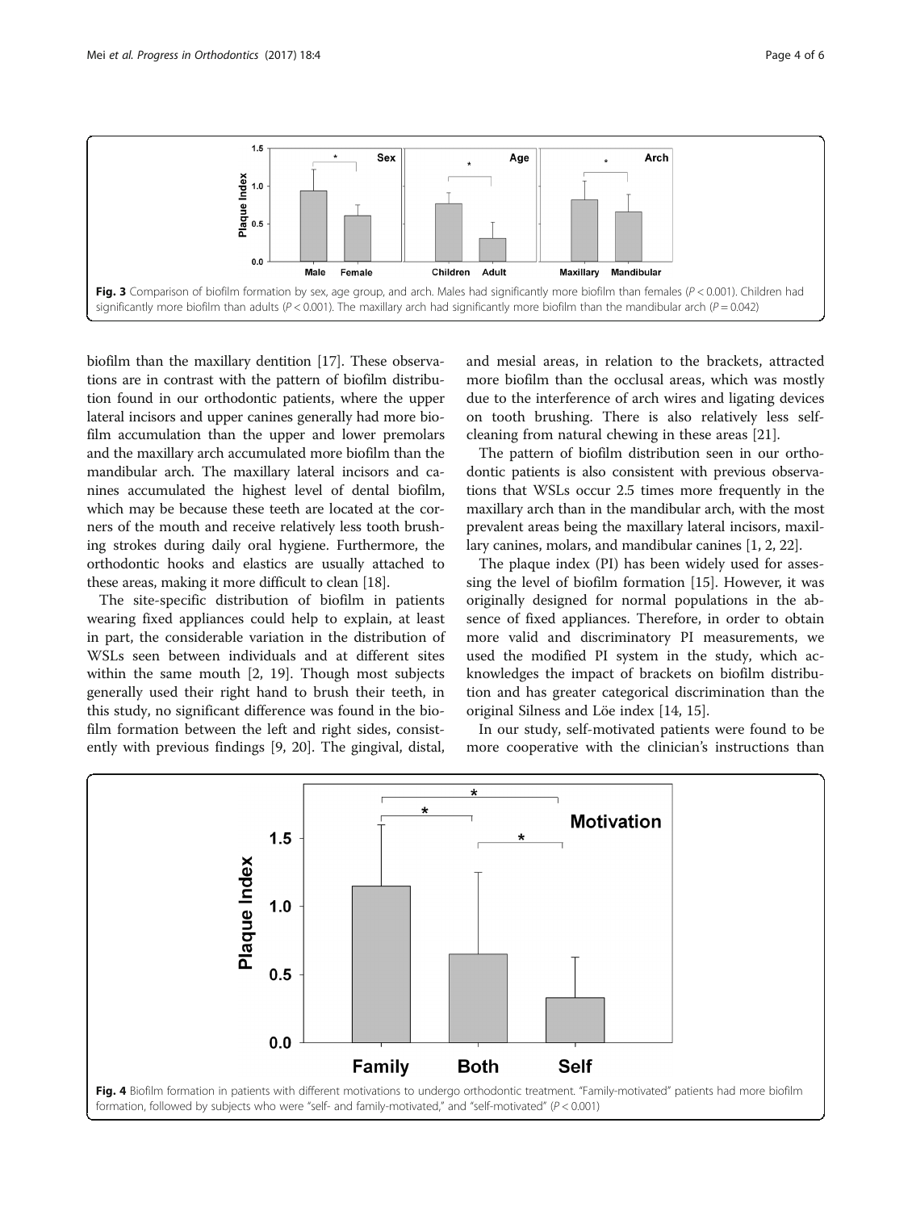Fig. 3 Comparison of biofilm formation by sex, age group, and arch. Males had significantly more biofilm than females ($P < 0.001$). Children had significantly more biofilm than adults ($P < 0.001$). The maxillary arch had significantly more biofilm than the mandibular arch ($P = 0.042$)

biofilm than the maxillary dentition [17]. These observations are in contrast with the pattern of biofilm distribution found in our orthodontic patients, where the upper lateral incisors and upper canines generally had more biofilm accumulation than the upper and lower premolars and the maxillary arch accumulated more biofilm than the mandibular arch. The maxillary lateral incisors and canines accumulated the highest level of dental biofilm, which may be because these teeth are located at the corners of the mouth and receive relatively less tooth brushing strokes during daily oral hygiene. Furthermore, the orthodontic hooks and elastics are usually attached to these areas, making it more difficult to clean [18].

The site-specific distribution of biofilm in patients wearing fixed appliances could help to explain, at least in part, the considerable variation in the distribution of WSLs seen between individuals and at different sites within the same mouth [2, 19]. Though most subjects generally used their right hand to brush their teeth, in this study, no significant difference was found in the biofilm formation between the left and right sides, consistently with previous findings [9, 20]. The gingival, distal, and mesial areas, in relation to the brackets, attracted more biofilm than the occlusal areas, which was mostly due to the interference of arch wires and ligating devices on tooth brushing. There is also relatively less self-cleaning from natural chewing in these areas [21].

The pattern of biofilm distribution seen in our orthodontic patients is also consistent with previous observations that WSLs occur 2.5 times more frequently in the maxillary arch than in the mandibular arch, with the most prevalent areas being the maxillary lateral incisors, maxillary canines, molars, and mandibular canines [1, 2, 22].

The plaque index (PI) has been widely used for assessing the level of biofilm formation [15]. However, it was originally designed for normal populations in the absence of fixed appliances. Therefore, in order to obtain more valid and discriminatory PI measurements, we used the modified PI system in the study, which acknowledges the impact of brackets on biofilm distribution and has greater categorical discrimination than the original Silness and Löe index [14, 15].

In our study, self-motivated patients were found to be more cooperative with the clinician's instructions than

Fig. 4 Biofilm formation in patients with different motivations to undergo orthodontic treatment. "Family-motivated" patients had more biofilm formation, followed by subjects who were "self- and family-motivated," and "self-motivated" ($P < 0.001$)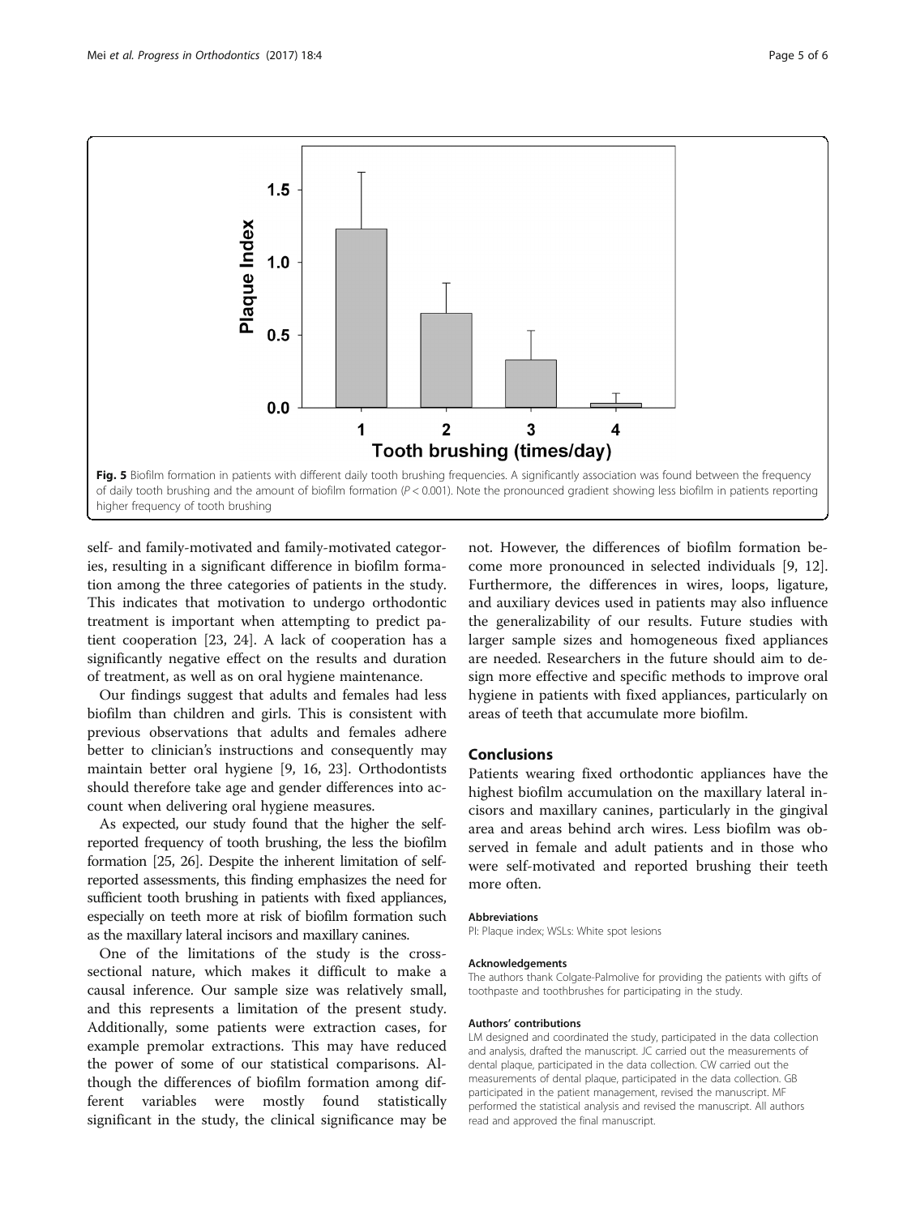Plaque Index

1.5

1.0

0.5

0.0

1

2

3

4

Tooth brushing (times/day)

**Fig. 5** Biofilm formation in patients with different daily tooth brushing frequencies. A significantly association was found between the frequency of daily tooth brushing and the amount of biofilm formation ($P < 0.001$). Note the pronounced gradient showing less biofilm in patients reporting higher frequency of tooth brushing

self- and family-motivated and family-motivated categories, resulting in a significant difference in biofilm formation among the three categories of patients in the study. This indicates that motivation to undergo orthodontic treatment is important when attempting to predict patient cooperation [23, 24]. A lack of cooperation has a significantly negative effect on the results and duration of treatment, as well as on oral hygiene maintenance.

Our findings suggest that adults and females had less biofilm than children and girls. This is consistent with previous observations that adults and females adhere better to clinician's instructions and consequently may maintain better oral hygiene [9, 16, 23]. Orthodontists should therefore take age and gender differences into account when delivering oral hygiene measures.

As expected, our study found that the higher the self-reported frequency of tooth brushing, the less the biofilm formation [25, 26]. Despite the inherent limitation of self-reported assessments, this finding emphasizes the need for sufficient tooth brushing in patients with fixed appliances, especially on teeth more at risk of biofilm formation such as the maxillary lateral incisors and maxillary canines.

One of the limitations of the study is the cross-sectional nature, which makes it difficult to make a causal inference. Our sample size was relatively small, and this represents a limitation of the present study. Additionally, some patients were extraction cases, for example premolar extractions. This may have reduced the power of some of our statistical comparisons. Although the differences of biofilm formation among different variables were mostly found statistically significant in the study, the clinical significance may be not. However, the differences of biofilm formation become more pronounced in selected individuals [9, 12]. Furthermore, the differences in wires, loops, ligature, and auxiliary devices used in patients may also influence the generalizability of our results. Future studies with larger sample sizes and homogeneous fixed appliances are needed. Researchers in the future should aim to design more effective and specific methods to improve oral hygiene in patients with fixed appliances, particularly on areas of teeth that accumulate more biofilm.

## Conclusions

Patients wearing fixed orthodontic appliances have the highest biofilm accumulation on the maxillary lateral incisors and maxillary canines, particularly in the gingival area and areas behind arch wires. Less biofilm was observed in female and adult patients and in those who were self-motivated and reported brushing their teeth more often.

#### Abbreviations

PI: Plaque index; WSLs: White spot lesions

#### Acknowledgements

The authors thank Colgate-Palmolive for providing the patients with gifts of toothpaste and toothbrushes for participating in the study.

#### Authors' contributions

LM designed and coordinated the study, participated in the data collection and analysis, drafted the manuscript. JC carried out the measurements of dental plaque, participated in the data collection. CW carried out the measurements of dental plaque, participated in the data collection. GB participated in the patient management, revised the manuscript. MF performed the statistical analysis and revised the manuscript. All authors read and approved the final manuscript.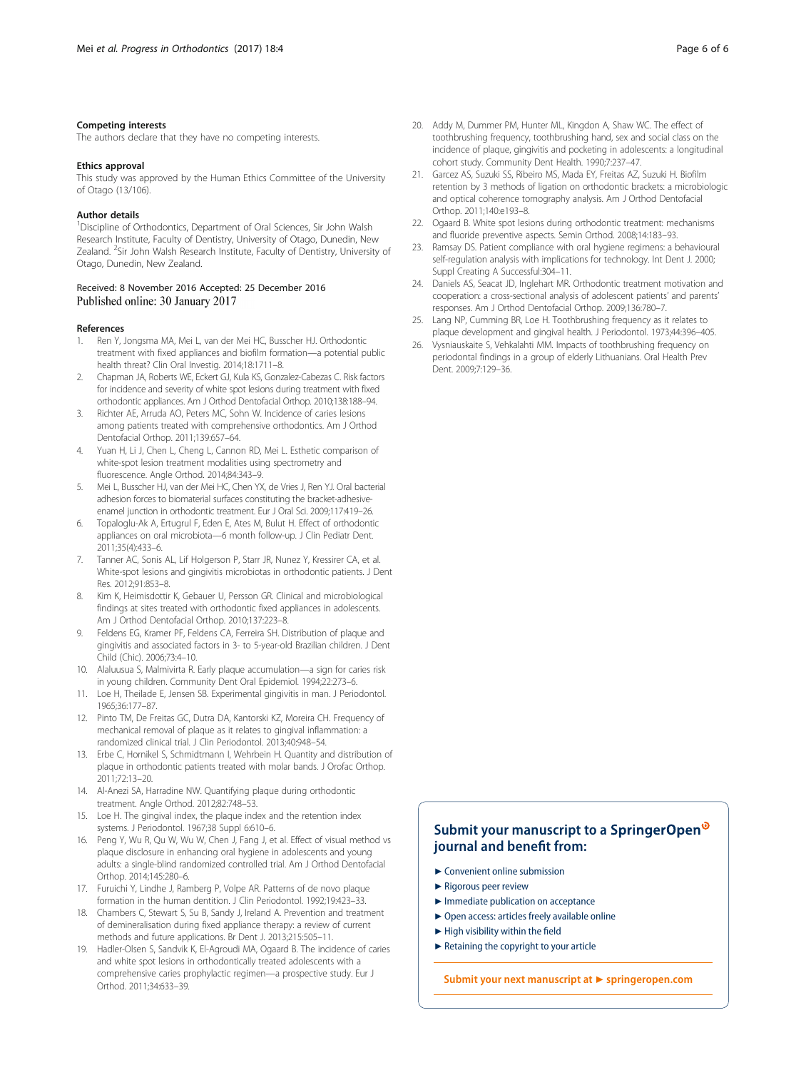#### Competing interests

The authors declare that they have no competing interests.

#### Ethics approval

This study was approved by the Human Ethics Committee of the University of Otago (13/106).

#### Author details

[1]Discipline of Orthodontics, Department of Oral Sciences, Sir John Walsh Research Institute, Faculty of Dentistry, University of Otago, Dunedin, New Zealand. [2]Sir John Walsh Research Institute, Faculty of Dentistry, University of Otago, Dunedin, New Zealand.

Received: 8 November 2016 Accepted: 25 December 2016
Published online: 30 January 2017

#### References

1. Ren Y, Jongsma MA, Mei L, van der Mei HC, Busscher HJ. Orthodontic treatment with fixed appliances and biofilm formation—a potential public health threat? Clin Oral Investig. 2014;18:1711–8.
2. Chapman JA, Roberts WE, Eckert GJ, Kula KS, Gonzalez-Cabezas C. Risk factors for incidence and severity of white spot lesions during treatment with fixed orthodontic appliances. Am J Orthod Dentofacial Orthop. 2010;138:188–94.
3. Richter AE, Arruda AO, Peters MC, Sohn W. Incidence of caries lesions among patients treated with comprehensive orthodontics. Am J Orthod Dentofacial Orthop. 2011;139:657–64.
4. Yuan H, Li J, Chen L, Cheng L, Cannon RD, Mei L. Esthetic comparison of white-spot lesion treatment modalities using spectrometry and fluorescence. Angle Orthod. 2014;84:343–9.
5. Mei L, Busscher HJ, van der Mei HC, Chen YX, de Vries J, Ren YJ. Oral bacterial adhesion forces to biomaterial surfaces constituting the bracket-adhesive-enamel junction in orthodontic treatment. Eur J Oral Sci. 2009;117:419–26.
6. Topaloglu-Ak A, Ertugrul F, Eden E, Ates M, Bulut H. Effect of orthodontic appliances on oral microbiota—6 month follow-up. J Clin Pediatr Dent. 2011;35(4):433–6.
7. Tanner AC, Sonis AL, Lif Holgerson P, Starr JR, Nunez Y, Kressirer CA, et al. White-spot lesions and gingivitis microbiotas in orthodontic patients. J Dent Res. 2012;91:853–8.
8. Kim K, Heimisdottir K, Gebauer U, Persson GR. Clinical and microbiological findings at sites treated with orthodontic fixed appliances in adolescents. Am J Orthod Dentofacial Orthop. 2010;137:223–8.
9. Feldens EG, Kramer PF, Feldens CA, Ferreira SH. Distribution of plaque and gingivitis and associated factors in 3- to 5-year-old Brazilian children. J Dent Child (Chic). 2006;73:4–10.
10. Alaluusua S, Malmivirta R. Early plaque accumulation—a sign for caries risk in young children. Community Dent Oral Epidemiol. 1994;22:273–6.
11. Loe H, Theilade E, Jensen SB. Experimental gingivitis in man. J Periodontol. 1965;36:177–87.
12. Pinto TM, De Freitas GC, Dutra DA, Kantorski KZ, Moreira CH. Frequency of mechanical removal of plaque as it relates to gingival inflammation: a randomized clinical trial. J Clin Periodontol. 2013;40:948–54.
13. Erbe C, Hornikel S, Schmidtmann I, Wehrbein H. Quantity and distribution of plaque in orthodontic patients treated with molar bands. J Orofac Orthop. 2011;72:13–20.
14. Al-Anezi SA, Harradine NW. Quantifying plaque during orthodontic treatment. Angle Orthod. 2012;82:748–53.
15. Loe H. The gingival index, the plaque index and the retention index systems. J Periodontol. 1967;38 Suppl 6:610–6.
16. Peng Y, Wu R, Qu W, Wu W, Chen J, Fang J, et al. Effect of visual method vs plaque disclosure in enhancing oral hygiene in adolescents and young adults: a single-blind randomized controlled trial. Am J Orthod Dentofacial Orthop. 2014;145:280–6.
17. Furuichi Y, Lindhe J, Ramberg P, Volpe AR. Patterns of de novo plaque formation in the human dentition. J Clin Periodontol. 1992;19:423–33.
18. Chambers C, Stewart S, Su B, Sandy J, Ireland A. Prevention and treatment of demineralisation during fixed appliance therapy: a review of current methods and future applications. Br Dent J. 2013;215:505–11.
19. Hadler-Olsen S, Sandvik K, El-Agroudi MA, Ogaard B. The incidence of caries and white spot lesions in orthodontically treated adolescents with a comprehensive caries prophylactic regimen—a prospective study. Eur J Orthod. 2011;34:633–39.
20. Addy M, Dummer PM, Hunter ML, Kingdon A, Shaw WC. The effect of toothbrushing frequency, toothbrushing hand, sex and social class on the incidence of plaque, gingivitis and pocketing in adolescents: a longitudinal cohort study. Community Dent Health. 1990;7:237–47.
21. Garcez AS, Suzuki SS, Ribeiro MS, Mada EY, Freitas AZ, Suzuki H. Biofilm retention by 3 methods of ligation on orthodontic brackets: a microbiologic and optical coherence tomography analysis. Am J Orthod Dentofacial Orthop. 2011;140:e193–8.
22. Ogaard B. White spot lesions during orthodontic treatment: mechanisms and fluoride preventive aspects. Semin Orthod. 2008;14:183–93.
23. Ramsay DS. Patient compliance with oral hygiene regimens: a behavioural self-regulation analysis with implications for technology. Int Dent J. 2000; Suppl Creating A Successful:304–11.
24. Daniels AS, Seacat JD, Inglehart MR. Orthodontic treatment motivation and cooperation: a cross-sectional analysis of adolescent patients' and parents' responses. Am J Orthod Dentofacial Orthop. 2009;136:780–7.
25. Lang NP, Cumming BR, Loe H. Toothbrushing frequency as it relates to plaque development and gingival health. J Periodontol. 1973;44:396–405.
26. Vysniauskaite S, Vehkalahti MM. Impacts of toothbrushing frequency on periodontal findings in a group of elderly Lithuanians. Oral Health Prev Dent. 2009;7:129–36.

**Submit your manuscript to a SpringerOpen journal and benefit from:**

- ► Convenient online submission
- ► Rigorous peer review
- ► Immediate publication on acceptance
- ► Open access: articles freely available online
- ► High visibility within the field
- ► Retaining the copyright to your article

**Submit your next manuscript at ► springeropen.com**